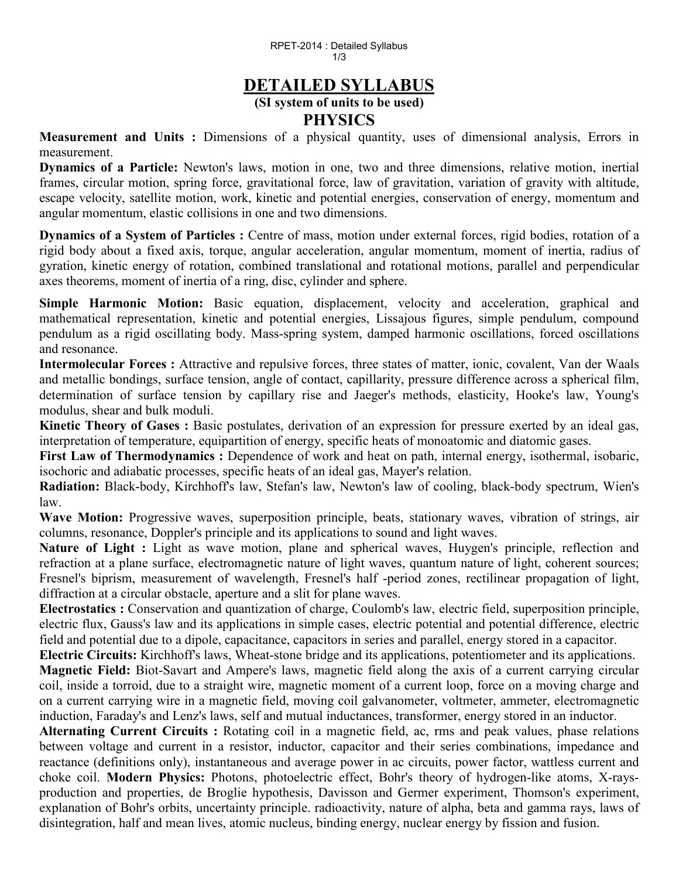# DETAILED SYLLABUS

**(SI system of units to be used)**

## PHYSICS

**Measurement and Units :** Dimensions of a physical quantity, uses of dimensional analysis, Errors in measurement.

**Dynamics of a Particle:** Newton's laws, motion in one, two and three dimensions, relative motion, inertial frames, circular motion, spring force, gravitational force, law of gravitation, variation of gravity with altitude, escape velocity, satellite motion, work, kinetic and potential energies, conservation of energy, momentum and angular momentum, elastic collisions in one and two dimensions.

**Dynamics of a System of Particles :** Centre of mass, motion under external forces, rigid bodies, rotation of a rigid body about a fixed axis, torque, angular acceleration, angular momentum, moment of inertia, radius of gyration, kinetic energy of rotation, combined translational and rotational motions, parallel and perpendicular axes theorems, moment of inertia of a ring, disc, cylinder and sphere.

**Simple Harmonic Motion:** Basic equation, displacement, velocity and acceleration, graphical and mathematical representation, kinetic and potential energies, Lissajous figures, simple pendulum, compound pendulum as a rigid oscillating body. Mass-spring system, damped harmonic oscillations, forced oscillations and resonance.

**Intermolecular Forces :** Attractive and repulsive forces, three states of matter, ionic, covalent, Van der Waals and metallic bondings, surface tension, angle of contact, capillarity, pressure difference across a spherical film, determination of surface tension by capillary rise and Jaeger's methods, elasticity, Hooke's law, Young's modulus, shear and bulk moduli.

**Kinetic Theory of Gases :** Basic postulates, derivation of an expression for pressure exerted by an ideal gas, interpretation of temperature, equipartition of energy, specific heats of monoatomic and diatomic gases.

**First Law of Thermodynamics :** Dependence of work and heat on path, internal energy, isothermal, isobaric, isochoric and adiabatic processes, specific heats of an ideal gas, Mayer's relation.

**Radiation:** Black-body, Kirchhoff's law, Stefan's law, Newton's law of cooling, black-body spectrum, Wien's law.

**Wave Motion:** Progressive waves, superposition principle, beats, stationary waves, vibration of strings, air columns, resonance, Doppler's principle and its applications to sound and light waves.

**Nature of Light :** Light as wave motion, plane and spherical waves, Huygen's principle, reflection and refraction at a plane surface, electromagnetic nature of light waves, quantum nature of light, coherent sources; Fresnel's biprism, measurement of wavelength, Fresnel's half -period zones, rectilinear propagation of light, diffraction at a circular obstacle, aperture and a slit for plane waves.

**Electrostatics :** Conservation and quantization of charge, Coulomb's law, electric field, superposition principle, electric flux, Gauss's law and its applications in simple cases, electric potential and potential difference, electric field and potential due to a dipole, capacitance, capacitors in series and parallel, energy stored in a capacitor.

**Electric Circuits:** Kirchhoff's laws, Wheat-stone bridge and its applications, potentiometer and its applications.

**Magnetic Field:** Biot-Savart and Ampere's laws, magnetic field along the axis of a current carrying circular coil, inside a torroid, due to a straight wire, magnetic moment of a current loop, force on a moving charge and on a current carrying wire in a magnetic field, moving coil galvanometer, voltmeter, ammeter, electromagnetic induction, Faraday's and Lenz's laws, self and mutual inductances, transformer, energy stored in an inductor.

**Alternating Current Circuits :** Rotating coil in a magnetic field, ac, rms and peak values, phase relations between voltage and current in a resistor, inductor, capacitor and their series combinations, impedance and reactance (definitions only), instantaneous and average power in ac circuits, power factor, wattless current and choke coil. **Modern Physics:** Photons, photoelectric effect, Bohr's theory of hydrogen-like atoms, X-rays-production and properties, de Broglie hypothesis, Davisson and Germer experiment, Thomson's experiment, explanation of Bohr's orbits, uncertainty principle. radioactivity, nature of alpha, beta and gamma rays, laws of disintegration, half and mean lives, atomic nucleus, binding energy, nuclear energy by fission and fusion.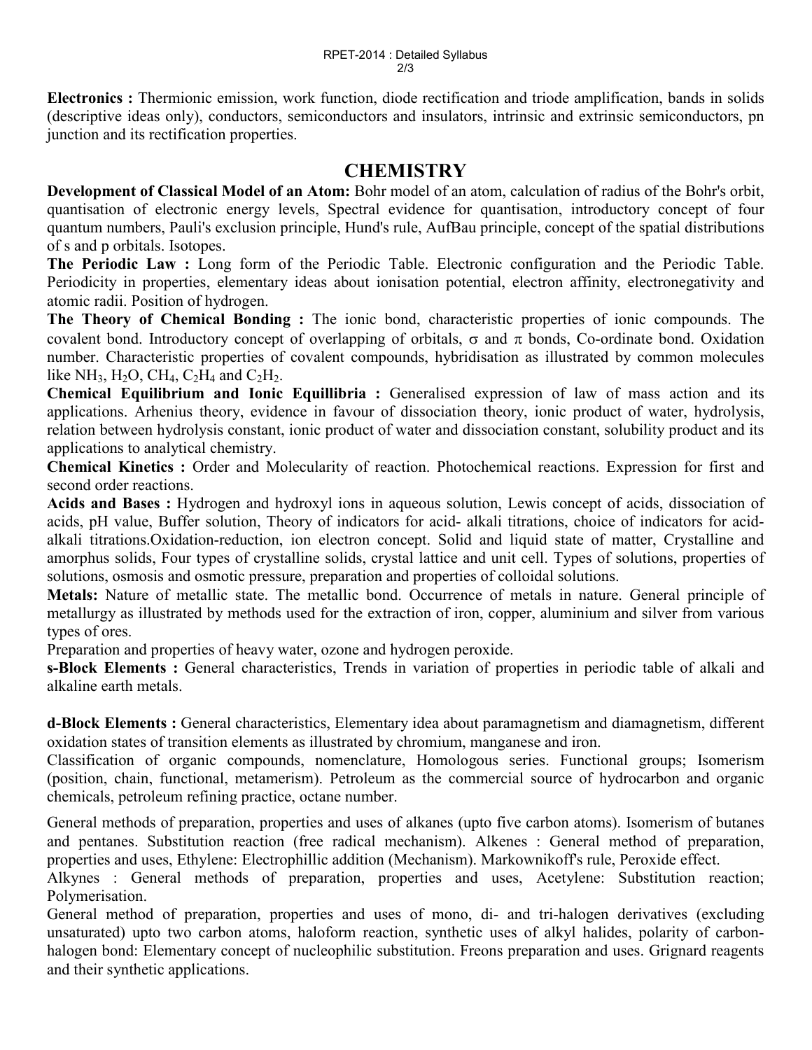**Electronics :** Thermionic emission, work function, diode rectification and triode amplification, bands in solids (descriptive ideas only), conductors, semiconductors and insulators, intrinsic and extrinsic semiconductors, pn junction and its rectification properties.

# CHEMISTRY

**Development of Classical Model of an Atom:** Bohr model of an atom, calculation of radius of the Bohr's orbit, quantisation of electronic energy levels, Spectral evidence for quantisation, introductory concept of four quantum numbers, Pauli's exclusion principle, Hund's rule, AufBau principle, concept of the spatial distributions of s and p orbitals. Isotopes.

**The Periodic Law :** Long form of the Periodic Table. Electronic configuration and the Periodic Table. Periodicity in properties, elementary ideas about ionisation potential, electron affinity, electronegativity and atomic radii. Position of hydrogen.

**The Theory of Chemical Bonding :** The ionic bond, characteristic properties of ionic compounds. The covalent bond. Introductory concept of overlapping of orbitals, $\sigma$ and $\pi$ bonds, Co-ordinate bond. Oxidation number. Characteristic properties of covalent compounds, hybridisation as illustrated by common molecules like $NH_3$, $H_2O$, $CH_4$, $C_2H_4$ and $C_2H_2$.

**Chemical Equilibrium and Ionic Equillibria :** Generalised expression of law of mass action and its applications. Arhenius theory, evidence in favour of dissociation theory, ionic product of water, hydrolysis, relation between hydrolysis constant, ionic product of water and dissociation constant, solubility product and its applications to analytical chemistry.

**Chemical Kinetics :** Order and Molecularity of reaction. Photochemical reactions. Expression for first and second order reactions.

**Acids and Bases :** Hydrogen and hydroxyl ions in aqueous solution, Lewis concept of acids, dissociation of acids, pH value, Buffer solution, Theory of indicators for acid- alkali titrations, choice of indicators for acid-alkali titrations.Oxidation-reduction, ion electron concept. Solid and liquid state of matter, Crystalline and amorphus solids, Four types of crystalline solids, crystal lattice and unit cell. Types of solutions, properties of solutions, osmosis and osmotic pressure, preparation and properties of colloidal solutions.

**Metals:** Nature of metallic state. The metallic bond. Occurrence of metals in nature. General principle of metallurgy as illustrated by methods used for the extraction of iron, copper, aluminium and silver from various types of ores.

Preparation and properties of heavy water, ozone and hydrogen peroxide.

**s-Block Elements :** General characteristics, Trends in variation of properties in periodic table of alkali and alkaline earth metals.

**d-Block Elements :** General characteristics, Elementary idea about paramagnetism and diamagnetism, different oxidation states of transition elements as illustrated by chromium, manganese and iron.

Classification of organic compounds, nomenclature, Homologous series. Functional groups; Isomerism (position, chain, functional, metamerism). Petroleum as the commercial source of hydrocarbon and organic chemicals, petroleum refining practice, octane number.

General methods of preparation, properties and uses of alkanes (upto five carbon atoms). Isomerism of butanes and pentanes. Substitution reaction (free radical mechanism). Alkenes : General method of preparation, properties and uses, Ethylene: Electrophillic addition (Mechanism). Markownikoff's rule, Peroxide effect.

Alkynes : General methods of preparation, properties and uses, Acetylene: Substitution reaction; Polymerisation.

General method of preparation, properties and uses of mono, di- and tri-halogen derivatives (excluding unsaturated) upto two carbon atoms, haloform reaction, synthetic uses of alkyl halides, polarity of carbon-halogen bond: Elementary concept of nucleophilic substitution. Freons preparation and uses. Grignard reagents and their synthetic applications.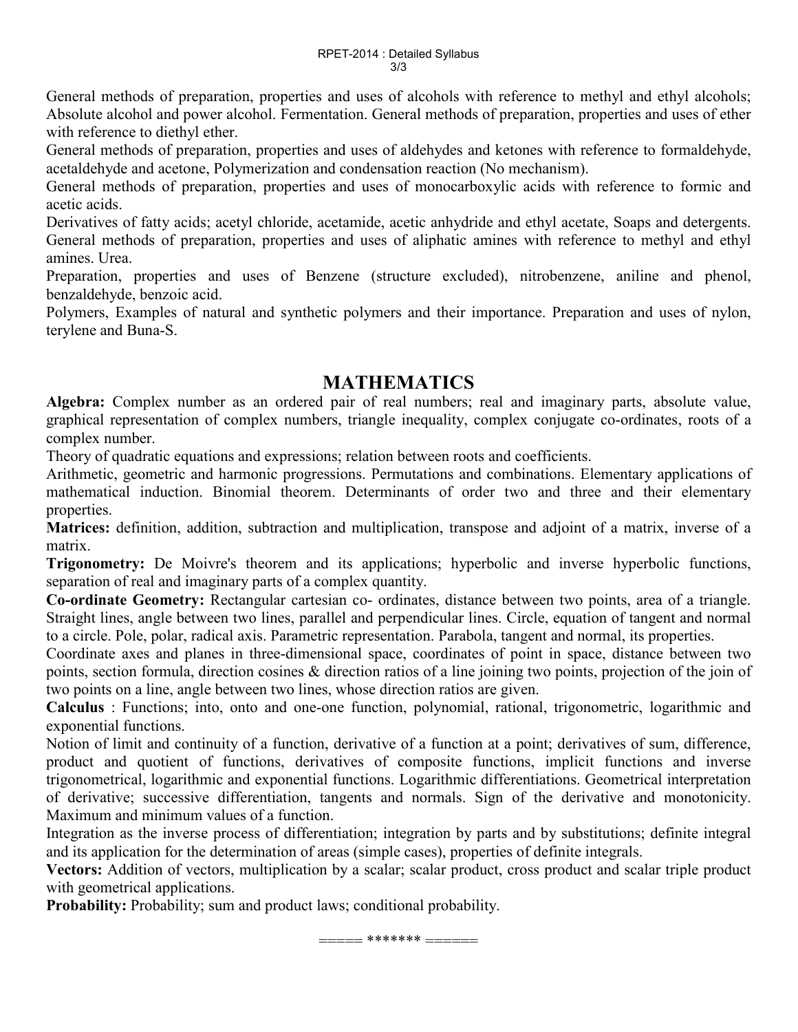General methods of preparation, properties and uses of alcohols with reference to methyl and ethyl alcohols; Absolute alcohol and power alcohol. Fermentation. General methods of preparation, properties and uses of ether with reference to diethyl ether.

General methods of preparation, properties and uses of aldehydes and ketones with reference to formaldehyde, acetaldehyde and acetone, Polymerization and condensation reaction (No mechanism).

General methods of preparation, properties and uses of monocarboxylic acids with reference to formic and acetic acids.

Derivatives of fatty acids; acetyl chloride, acetamide, acetic anhydride and ethyl acetate, Soaps and detergents.

General methods of preparation, properties and uses of aliphatic amines with reference to methyl and ethyl amines. Urea.

Preparation, properties and uses of Benzene (structure excluded), nitrobenzene, aniline and phenol, benzaldehyde, benzoic acid.

Polymers, Examples of natural and synthetic polymers and their importance. Preparation and uses of nylon, terylene and Buna-S.

# MATHEMATICS

**Algebra:** Complex number as an ordered pair of real numbers; real and imaginary parts, absolute value, graphical representation of complex numbers, triangle inequality, complex conjugate co-ordinates, roots of a complex number.

Theory of quadratic equations and expressions; relation between roots and coefficients.

Arithmetic, geometric and harmonic progressions. Permutations and combinations. Elementary applications of mathematical induction. Binomial theorem. Determinants of order two and three and their elementary properties.

**Matrices:** definition, addition, subtraction and multiplication, transpose and adjoint of a matrix, inverse of a matrix.

**Trigonometry:** De Moivre's theorem and its applications; hyperbolic and inverse hyperbolic functions, separation of real and imaginary parts of a complex quantity.

**Co-ordinate Geometry:** Rectangular cartesian co- ordinates, distance between two points, area of a triangle. Straight lines, angle between two lines, parallel and perpendicular lines. Circle, equation of tangent and normal to a circle. Pole, polar, radical axis. Parametric representation. Parabola, tangent and normal, its properties.

Coordinate axes and planes in three-dimensional space, coordinates of point in space, distance between two points, section formula, direction cosines & direction ratios of a line joining two points, projection of the join of two points on a line, angle between two lines, whose direction ratios are given.

**Calculus** : Functions; into, onto and one-one function, polynomial, rational, trigonometric, logarithmic and exponential functions.

Notion of limit and continuity of a function, derivative of a function at a point; derivatives of sum, difference, product and quotient of functions, derivatives of composite functions, implicit functions and inverse trigonometrical, logarithmic and exponential functions. Logarithmic differentiations. Geometrical interpretation of derivative; successive differentiation, tangents and normals. Sign of the derivative and monotonicity. Maximum and minimum values of a function.

Integration as the inverse process of differentiation; integration by parts and by substitutions; definite integral and its application for the determination of areas (simple cases), properties of definite integrals.

**Vectors:** Addition of vectors, multiplication by a scalar; scalar product, cross product and scalar triple product with geometrical applications.

**Probability:** Probability; sum and product laws; conditional probability.

===== ******* ======